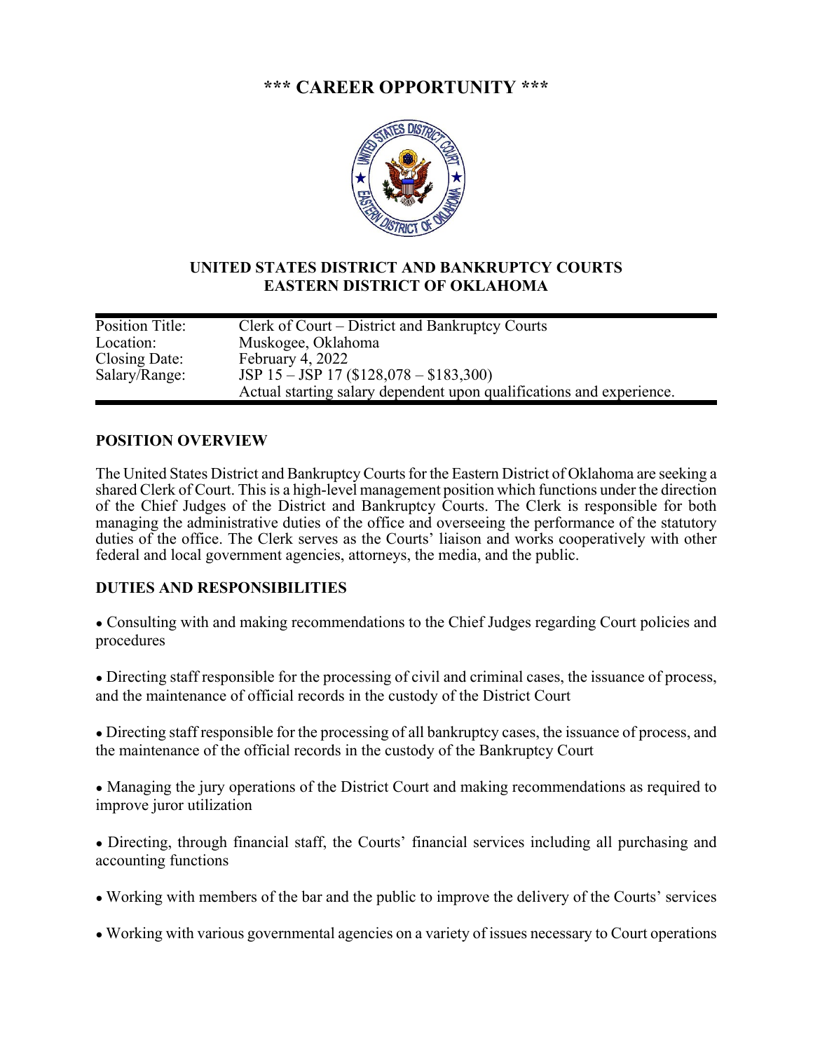# \*\*\* CAREER OPPORTUNITY \*\*\*

## UNITED STATES DISTRICT AND BANKRUPTCY COURTS
## EASTERN DISTRICT OF OKLAHOMA

| | |
|---|---|
| Position Title: | Clerk of Court – District and Bankruptcy Courts |
| Location: | Muskogee, Oklahoma |
| Closing Date: | February 4, 2022 |
| Salary/Range: | JSP 15 – JSP 17 ($128,078 – $183,300)<br>Actual starting salary dependent upon qualifications and experience. |

### POSITION OVERVIEW

The United States District and Bankruptcy Courts for the Eastern District of Oklahoma are seeking a shared Clerk of Court. This is a high-level management position which functions under the direction of the Chief Judges of the District and Bankruptcy Courts. The Clerk is responsible for both managing the administrative duties of the office and overseeing the performance of the statutory duties of the office. The Clerk serves as the Courts' liaison and works cooperatively with other federal and local government agencies, attorneys, the media, and the public.

### DUTIES AND RESPONSIBILITIES

- Consulting with and making recommendations to the Chief Judges regarding Court policies and procedures
- Directing staff responsible for the processing of civil and criminal cases, the issuance of process, and the maintenance of official records in the custody of the District Court
- Directing staff responsible for the processing of all bankruptcy cases, the issuance of process, and the maintenance of the official records in the custody of the Bankruptcy Court
- Managing the jury operations of the District Court and making recommendations as required to improve juror utilization
- Directing, through financial staff, the Courts' financial services including all purchasing and accounting functions
- Working with members of the bar and the public to improve the delivery of the Courts' services
- Working with various governmental agencies on a variety of issues necessary to Court operations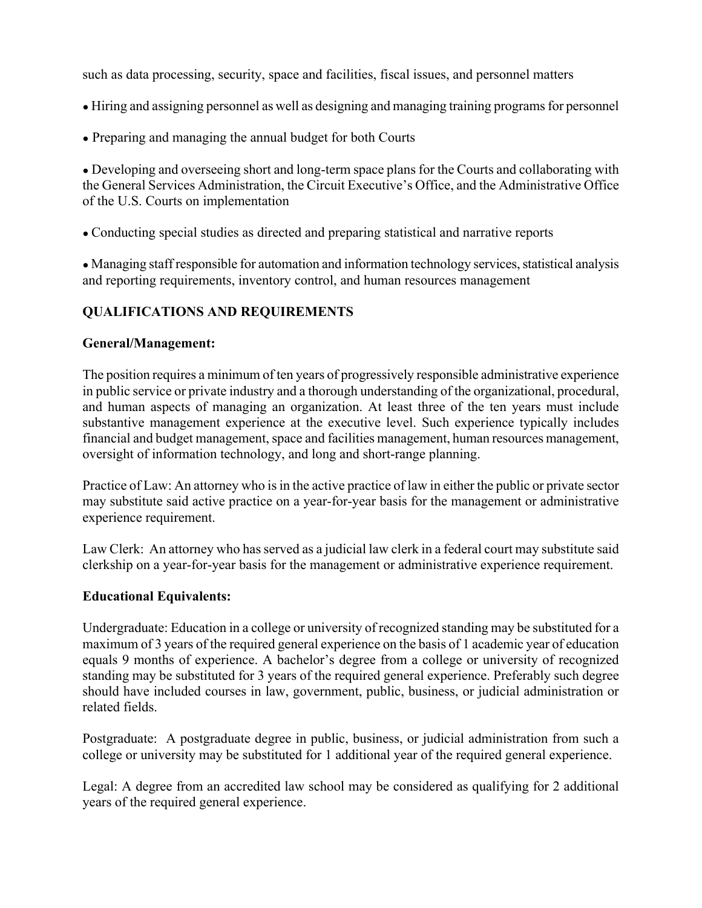such as data processing, security, space and facilities, fiscal issues, and personnel matters

- Hiring and assigning personnel as well as designing and managing training programs for personnel
- Preparing and managing the annual budget for both Courts
- Developing and overseeing short and long-term space plans for the Courts and collaborating with the General Services Administration, the Circuit Executive's Office, and the Administrative Office of the U.S. Courts on implementation
- Conducting special studies as directed and preparing statistical and narrative reports
- Managing staff responsible for automation and information technology services, statistical analysis and reporting requirements, inventory control, and human resources management

## QUALIFICATIONS AND REQUIREMENTS

### General/Management:

The position requires a minimum of ten years of progressively responsible administrative experience in public service or private industry and a thorough understanding of the organizational, procedural, and human aspects of managing an organization. At least three of the ten years must include substantive management experience at the executive level. Such experience typically includes financial and budget management, space and facilities management, human resources management, oversight of information technology, and long and short-range planning.

Practice of Law: An attorney who is in the active practice of law in either the public or private sector may substitute said active practice on a year-for-year basis for the management or administrative experience requirement.

Law Clerk: An attorney who has served as a judicial law clerk in a federal court may substitute said clerkship on a year-for-year basis for the management or administrative experience requirement.

### Educational Equivalents:

Undergraduate: Education in a college or university of recognized standing may be substituted for a maximum of 3 years of the required general experience on the basis of 1 academic year of education equals 9 months of experience. A bachelor's degree from a college or university of recognized standing may be substituted for 3 years of the required general experience. Preferably such degree should have included courses in law, government, public, business, or judicial administration or related fields.

Postgraduate: A postgraduate degree in public, business, or judicial administration from such a college or university may be substituted for 1 additional year of the required general experience.

Legal: A degree from an accredited law school may be considered as qualifying for 2 additional years of the required general experience.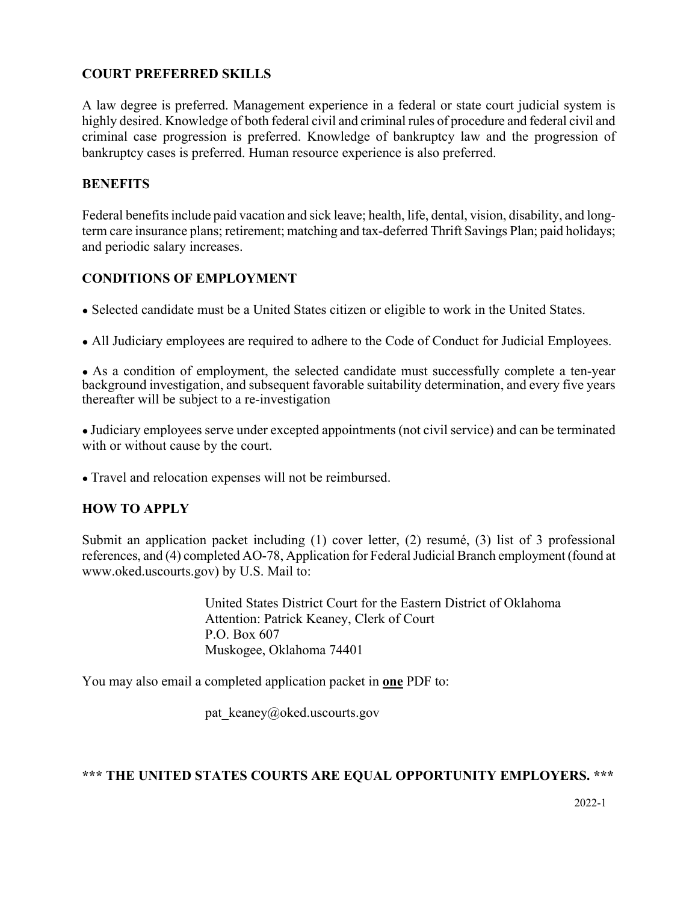## COURT PREFERRED SKILLS

A law degree is preferred. Management experience in a federal or state court judicial system is highly desired. Knowledge of both federal civil and criminal rules of procedure and federal civil and criminal case progression is preferred. Knowledge of bankruptcy law and the progression of bankruptcy cases is preferred. Human resource experience is also preferred.

## BENEFITS

Federal benefits include paid vacation and sick leave; health, life, dental, vision, disability, and long-term care insurance plans; retirement; matching and tax-deferred Thrift Savings Plan; paid holidays; and periodic salary increases.

## CONDITIONS OF EMPLOYMENT

- Selected candidate must be a United States citizen or eligible to work in the United States.
- All Judiciary employees are required to adhere to the Code of Conduct for Judicial Employees.
- As a condition of employment, the selected candidate must successfully complete a ten-year background investigation, and subsequent favorable suitability determination, and every five years thereafter will be subject to a re-investigation
- Judiciary employees serve under excepted appointments (not civil service) and can be terminated with or without cause by the court.
- Travel and relocation expenses will not be reimbursed.

## HOW TO APPLY

Submit an application packet including (1) cover letter, (2) resumé, (3) list of 3 professional references, and (4) completed AO-78, Application for Federal Judicial Branch employment (found at www.oked.uscourts.gov) by U.S. Mail to:

United States District Court for the Eastern District of Oklahoma
Attention: Patrick Keaney, Clerk of Court
P.O. Box 607
Muskogee, Oklahoma 74401

You may also email a completed application packet in **one** PDF to:

pat_keaney@oked.uscourts.gov

**\*\*\* THE UNITED STATES COURTS ARE EQUAL OPPORTUNITY EMPLOYERS. \*\*\***

2022-1